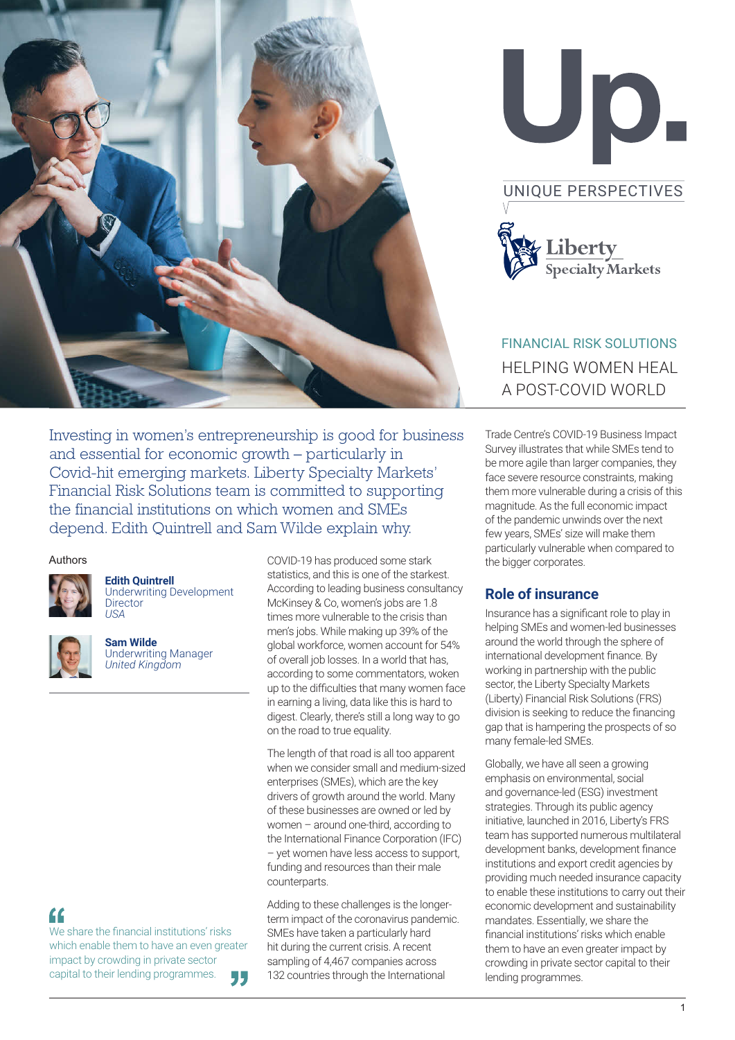# Up.

UNIQUE PERSPECTIVES

Liberty Specialty Markets

FINANCIAL RISK SOLUTIONS

## HELPING WOMEN HEAL A POST-COVID WORLD

Investing in women's entrepreneurship is good for business and essential for economic growth – particularly in Covid-hit emerging markets. Liberty Specialty Markets' Financial Risk Solutions team is committed to supporting the financial institutions on which women and SMEs depend. Edith Quintrell and Sam Wilde explain why.

Authors

**Edith Quintrell**
Underwriting Development Director
*USA*

**Sam Wilde**
Underwriting Manager
*United Kingdom*

> We share the financial institutions' risks which enable them to have an even greater impact by crowding in private sector capital to their lending programmes.

COVID-19 has produced some stark statistics, and this is one of the starkest. According to leading business consultancy McKinsey & Co, women's jobs are 1.8 times more vulnerable to the crisis than men's jobs. While making up 39% of the global workforce, women account for 54% of overall job losses. In a world that has, according to some commentators, woken up to the difficulties that many women face in earning a living, data like this is hard to digest. Clearly, there's still a long way to go on the road to true equality.

The length of that road is all too apparent when we consider small and medium-sized enterprises (SMEs), which are the key drivers of growth around the world. Many of these businesses are owned or led by women – around one-third, according to the International Finance Corporation (IFC) – yet women have less access to support, funding and resources than their male counterparts.

Adding to these challenges is the longer-term impact of the coronavirus pandemic. SMEs have taken a particularly hard hit during the current crisis. A recent sampling of 4,467 companies across 132 countries through the International Trade Centre's COVID-19 Business Impact Survey illustrates that while SMEs tend to be more agile than larger companies, they face severe resource constraints, making them more vulnerable during a crisis of this magnitude. As the full economic impact of the pandemic unwinds over the next few years, SMEs' size will make them particularly vulnerable when compared to the bigger corporates.

## Role of insurance

Insurance has a significant role to play in helping SMEs and women-led businesses around the world through the sphere of international development finance. By working in partnership with the public sector, the Liberty Specialty Markets (Liberty) Financial Risk Solutions (FRS) division is seeking to reduce the financing gap that is hampering the prospects of so many female-led SMEs.

Globally, we have all seen a growing emphasis on environmental, social and governance-led (ESG) investment strategies. Through its public agency initiative, launched in 2016, Liberty's FRS team has supported numerous multilateral development banks, development finance institutions and export credit agencies by providing much needed insurance capacity to enable these institutions to carry out their economic development and sustainability mandates. Essentially, we share the financial institutions' risks which enable them to have an even greater impact by crowding in private sector capital to their lending programmes.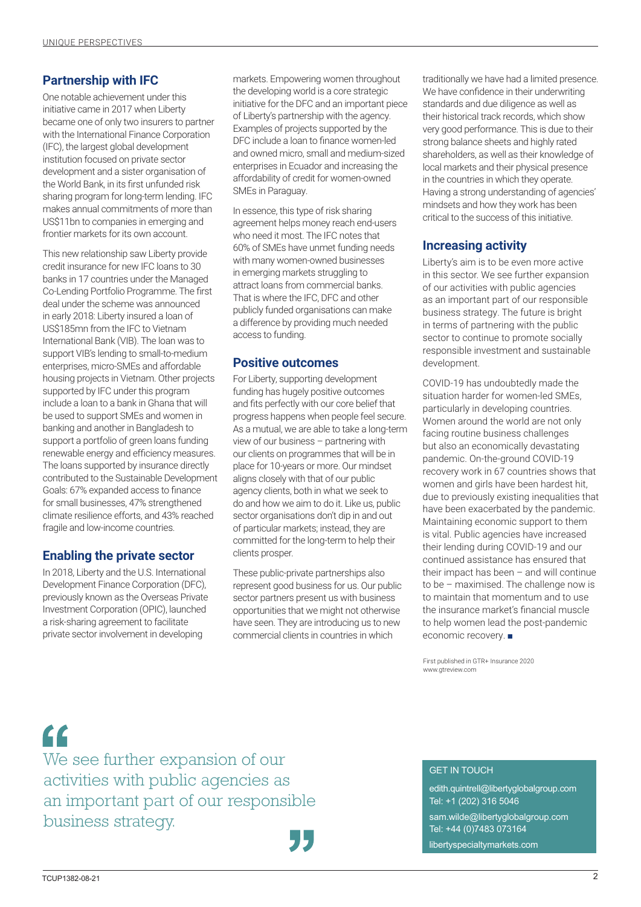## Partnership with IFC

One notable achievement under this initiative came in 2017 when Liberty became one of only two insurers to partner with the International Finance Corporation (IFC), the largest global development institution focused on private sector development and a sister organisation of the World Bank, in its first unfunded risk sharing program for long-term lending. IFC makes annual commitments of more than US$11bn to companies in emerging and frontier markets for its own account.

This new relationship saw Liberty provide credit insurance for new IFC loans to 30 banks in 17 countries under the Managed Co-Lending Portfolio Programme. The first deal under the scheme was announced in early 2018: Liberty insured a loan of US$185mn from the IFC to Vietnam International Bank (VIB). The loan was to support VIB's lending to small-to-medium enterprises, micro-SMEs and affordable housing projects in Vietnam. Other projects supported by IFC under this program include a loan to a bank in Ghana that will be used to support SMEs and women in banking and another in Bangladesh to support a portfolio of green loans funding renewable energy and efficiency measures. The loans supported by insurance directly contributed to the Sustainable Development Goals: 67% expanded access to finance for small businesses, 47% strengthened climate resilience efforts, and 43% reached fragile and low-income countries.

## Enabling the private sector

In 2018, Liberty and the U.S. International Development Finance Corporation (DFC), previously known as the Overseas Private Investment Corporation (OPIC), launched a risk-sharing agreement to facilitate private sector involvement in developing markets. Empowering women throughout the developing world is a core strategic initiative for the DFC and an important piece of Liberty's partnership with the agency. Examples of projects supported by the DFC include a loan to finance women-led and owned micro, small and medium-sized enterprises in Ecuador and increasing the affordability of credit for women-owned SMEs in Paraguay.

In essence, this type of risk sharing agreement helps money reach end-users who need it most. The IFC notes that 60% of SMEs have unmet funding needs with many women-owned businesses in emerging markets struggling to attract loans from commercial banks. That is where the IFC, DFC and other publicly funded organisations can make a difference by providing much needed access to funding.

## Positive outcomes

For Liberty, supporting development funding has hugely positive outcomes and fits perfectly with our core belief that progress happens when people feel secure. As a mutual, we are able to take a long-term view of our business – partnering with our clients on programmes that will be in place for 10-years or more. Our mindset aligns closely with that of our public agency clients, both in what we seek to do and how we aim to do it. Like us, public sector organisations don't dip in and out of particular markets; instead, they are committed for the long-term to help their clients prosper.

These public-private partnerships also represent good business for us. Our public sector partners present us with business opportunities that we might not otherwise have seen. They are introducing us to new commercial clients in countries in which traditionally we have had a limited presence. We have confidence in their underwriting standards and due diligence as well as their historical track records, which show very good performance. This is due to their strong balance sheets and highly rated shareholders, as well as their knowledge of local markets and their physical presence in the countries in which they operate. Having a strong understanding of agencies' mindsets and how they work has been critical to the success of this initiative.

## Increasing activity

Liberty's aim is to be even more active in this sector. We see further expansion of our activities with public agencies as an important part of our responsible business strategy. The future is bright in terms of partnering with the public sector to continue to promote socially responsible investment and sustainable development.

COVID-19 has undoubtedly made the situation harder for women-led SMEs, particularly in developing countries. Women around the world are not only facing routine business challenges but also an economically devastating pandemic. On-the-ground COVID-19 recovery work in 67 countries shows that women and girls have been hardest hit, due to previously existing inequalities that have been exacerbated by the pandemic. Maintaining economic support to them is vital. Public agencies have increased their lending during COVID-19 and our continued assistance has ensured that their impact has been – and will continue to be – maximised. The challenge now is to maintain that momentum and to use the insurance market's financial muscle to help women lead the post-pandemic economic recovery. ■

First published in GTR+ Insurance 2020
www.gtreview.com

> "We see further expansion of our activities with public agencies as an important part of our responsible business strategy."

**GET IN TOUCH**

edith.quintrell@libertyglobalgroup.com
Tel: +1 (202) 316 5046

sam.wilde@libertyglobalgroup.com
Tel: +44 (0)7483 073164

libertyspecialtymarkets.com

TCUP1382-08-21